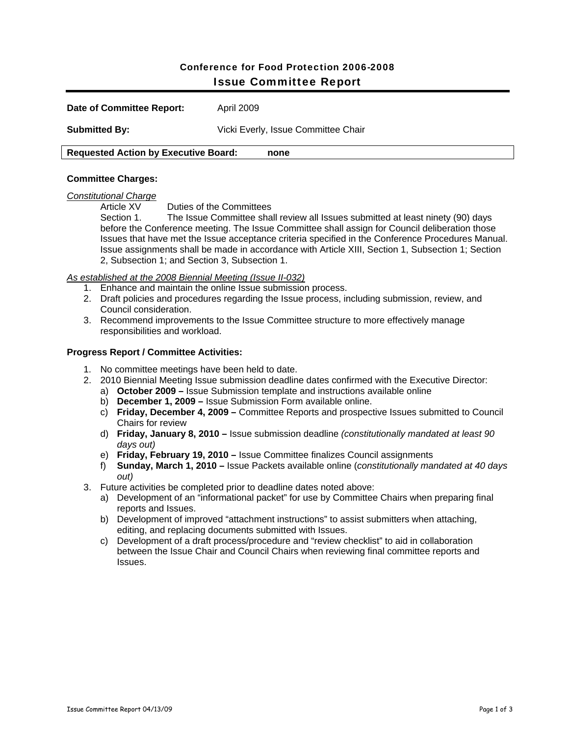# Conference for Food Protection 2006-2008

## Issue Committee Report

**Date of Committee Report:** April 2009

**Submitted By:** Vicki Everly, Issue Committee Chair

**Requested Action by Executive Board:** none

### Committee Charges:

*Constitutional Charge*

Article XV Duties of the Committees

Section 1. The Issue Committee shall review all Issues submitted at least ninety (90) days before the Conference meeting. The Issue Committee shall assign for Council deliberation those Issues that have met the Issue acceptance criteria specified in the Conference Procedures Manual. Issue assignments shall be made in accordance with Article XIII, Section 1, Subsection 1; Section 2, Subsection 1; and Section 3, Subsection 1.

*As established at the 2008 Biennial Meeting (Issue II-032)*

1. Enhance and maintain the online Issue submission process.
2. Draft policies and procedures regarding the Issue process, including submission, review, and Council consideration.
3. Recommend improvements to the Issue Committee structure to more effectively manage responsibilities and workload.

### Progress Report / Committee Activities:

1. No committee meetings have been held to date.
2. 2010 Biennial Meeting Issue submission deadline dates confirmed with the Executive Director:
   a) **October 2009 –** Issue Submission template and instructions available online
   b) **December 1, 2009 –** Issue Submission Form available online.
   c) **Friday, December 4, 2009 –** Committee Reports and prospective Issues submitted to Council Chairs for review
   d) **Friday, January 8, 2010 –** Issue submission deadline *(constitutionally mandated at least 90 days out)*
   e) **Friday, February 19, 2010 –** Issue Committee finalizes Council assignments
   f) **Sunday, March 1, 2010 –** Issue Packets available online (*constitutionally mandated at 40 days out)*
3. Future activities be completed prior to deadline dates noted above:
   a) Development of an "informational packet" for use by Committee Chairs when preparing final reports and Issues.
   b) Development of improved "attachment instructions" to assist submitters when attaching, editing, and replacing documents submitted with Issues.
   c) Development of a draft process/procedure and "review checklist" to aid in collaboration between the Issue Chair and Council Chairs when reviewing final committee reports and Issues.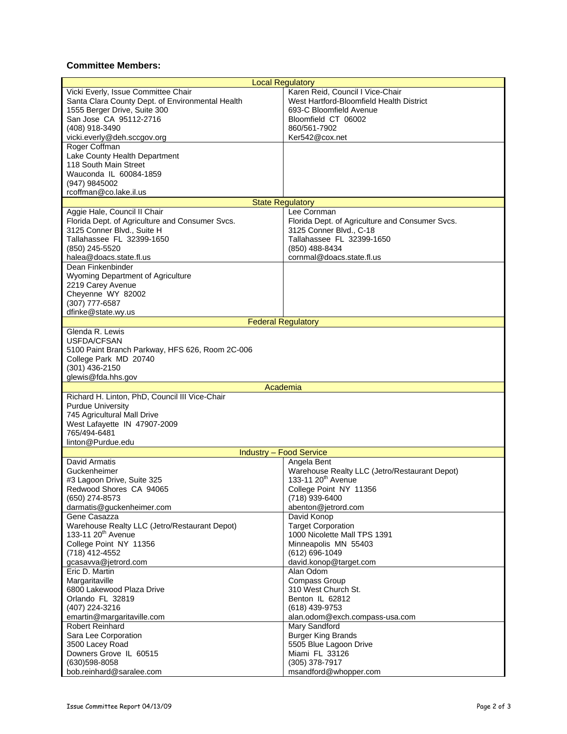### Committee Members:

| Local Regulatory | |
|---|---|
| Vicki Everly, Issue Committee Chair<br>Santa Clara County Dept. of Environmental Health<br>1555 Berger Drive, Suite 300<br>San Jose CA 95112-2716<br>(408) 918-3490<br>vicki.everly@deh.sccgov.org | Karen Reid, Council I Vice-Chair<br>West Hartford-Bloomfield Health District<br>693-C Bloomfield Avenue<br>Bloomfield CT 06002<br>860/561-7902<br>Ker542@cox.net |
| Roger Coffman<br>Lake County Health Department<br>118 South Main Street<br>Wauconda IL 60084-1859<br>(947) 9845002<br>rcoffman@co.lake.il.us | |
| **State Regulatory** | |
| Aggie Hale, Council II Chair<br>Florida Dept. of Agriculture and Consumer Svcs.<br>3125 Conner Blvd., Suite H<br>Tallahassee FL 32399-1650<br>(850) 245-5520<br>halea@doacs.state.fl.us | Lee Cornman<br>Florida Dept. of Agriculture and Consumer Svcs.<br>3125 Conner Blvd., C-18<br>Tallahassee FL 32399-1650<br>(850) 488-8434<br>cornmal@doacs.state.fl.us |
| Dean Finkenbinder<br>Wyoming Department of Agriculture<br>2219 Carey Avenue<br>Cheyenne WY 82002<br>(307) 777-6587<br>dfinke@state.wy.us | |
| **Federal Regulatory** | |
| Glenda R. Lewis<br>USFDA/CFSAN<br>5100 Paint Branch Parkway, HFS 626, Room 2C-006<br>College Park MD 20740<br>(301) 436-2150<br>glewis@fda.hhs.gov | |
| **Academia** | |
| Richard H. Linton, PhD, Council III Vice-Chair<br>Purdue University<br>745 Agricultural Mall Drive<br>West Lafayette IN 47907-2009<br>765/494-6481<br>linton@Purdue.edu | |
| **Industry – Food Service** | |
| David Armatis<br>Guckenheimer<br>#3 Lagoon Drive, Suite 325<br>Redwood Shores CA 94065<br>(650) 274-8573<br>darmatis@guckenheimer.com | Angela Bent<br>Warehouse Realty LLC (Jetro/Restaurant Depot)<br>133-11 20th Avenue<br>College Point NY 11356<br>(718) 939-6400<br>abenton@jetrord.com |
| Gene Casazza<br>Warehouse Realty LLC (Jetro/Restaurant Depot)<br>133-11 20th Avenue<br>College Point NY 11356<br>(718) 412-4552<br>gcasavva@jetrord.com | David Konop<br>Target Corporation<br>1000 Nicolette Mall TPS 1391<br>Minneapolis MN 55403<br>(612) 696-1049<br>david.konop@target.com |
| Eric D. Martin<br>Margaritaville<br>6800 Lakewood Plaza Drive<br>Orlando FL 32819<br>(407) 224-3216<br>emartin@margaritaville.com | Alan Odom<br>Compass Group<br>310 West Church St.<br>Benton IL 62812<br>(618) 439-9753<br>alan.odom@exch.compass-usa.com |
| Robert Reinhard<br>Sara Lee Corporation<br>3500 Lacey Road<br>Downers Grove IL 60515<br>(630)598-8058<br>bob.reinhard@saralee.com | Mary Sandford<br>Burger King Brands<br>5505 Blue Lagoon Drive<br>Miami FL 33126<br>(305) 378-7917<br>msandford@whopper.com |

Issue Committee Report 04/13/09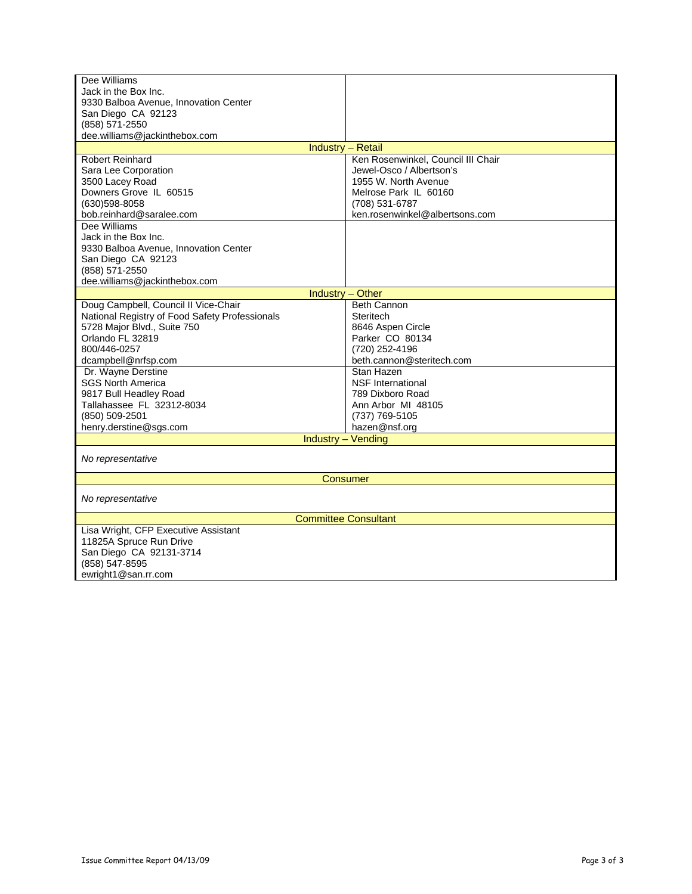| | |
|---|---|
| Dee Williams<br>Jack in the Box Inc.<br>9330 Balboa Avenue, Innovation Center<br>San Diego CA 92123<br>(858) 571-2550<br>dee.williams@jackinthebox.com | |
| **Industry – Retail** | |
| Robert Reinhard<br>Sara Lee Corporation<br>3500 Lacey Road<br>Downers Grove IL 60515<br>(630)598-8058<br>bob.reinhard@saralee.com | Ken Rosenwinkel, Council III Chair<br>Jewel-Osco / Albertson's<br>1955 W. North Avenue<br>Melrose Park IL 60160<br>(708) 531-6787<br>ken.rosenwinkel@albertsons.com |
| Dee Williams<br>Jack in the Box Inc.<br>9330 Balboa Avenue, Innovation Center<br>San Diego CA 92123<br>(858) 571-2550<br>dee.williams@jackinthebox.com | |
| **Industry – Other** | |
| Doug Campbell, Council II Vice-Chair<br>National Registry of Food Safety Professionals<br>5728 Major Blvd., Suite 750<br>Orlando FL 32819<br>800/446-0257<br>dcampbell@nrfsp.com | Beth Cannon<br>Steritech<br>8646 Aspen Circle<br>Parker CO 80134<br>(720) 252-4196<br>beth.cannon@steritech.com |
| Dr. Wayne Derstine<br>SGS North America<br>9817 Bull Headley Road<br>Tallahassee FL 32312-8034<br>(850) 509-2501<br>henry.derstine@sgs.com | Stan Hazen<br>NSF International<br>789 Dixboro Road<br>Ann Arbor MI 48105<br>(737) 769-5105<br>hazen@nsf.org |
| **Industry – Vending** | |
| *No representative* | |
| **Consumer** | |
| *No representative* | |
| **Committee Consultant** | |
| Lisa Wright, CFP Executive Assistant<br>11825A Spruce Run Drive<br>San Diego CA 92131-3714<br>(858) 547-8595<br>ewright1@san.rr.com | |